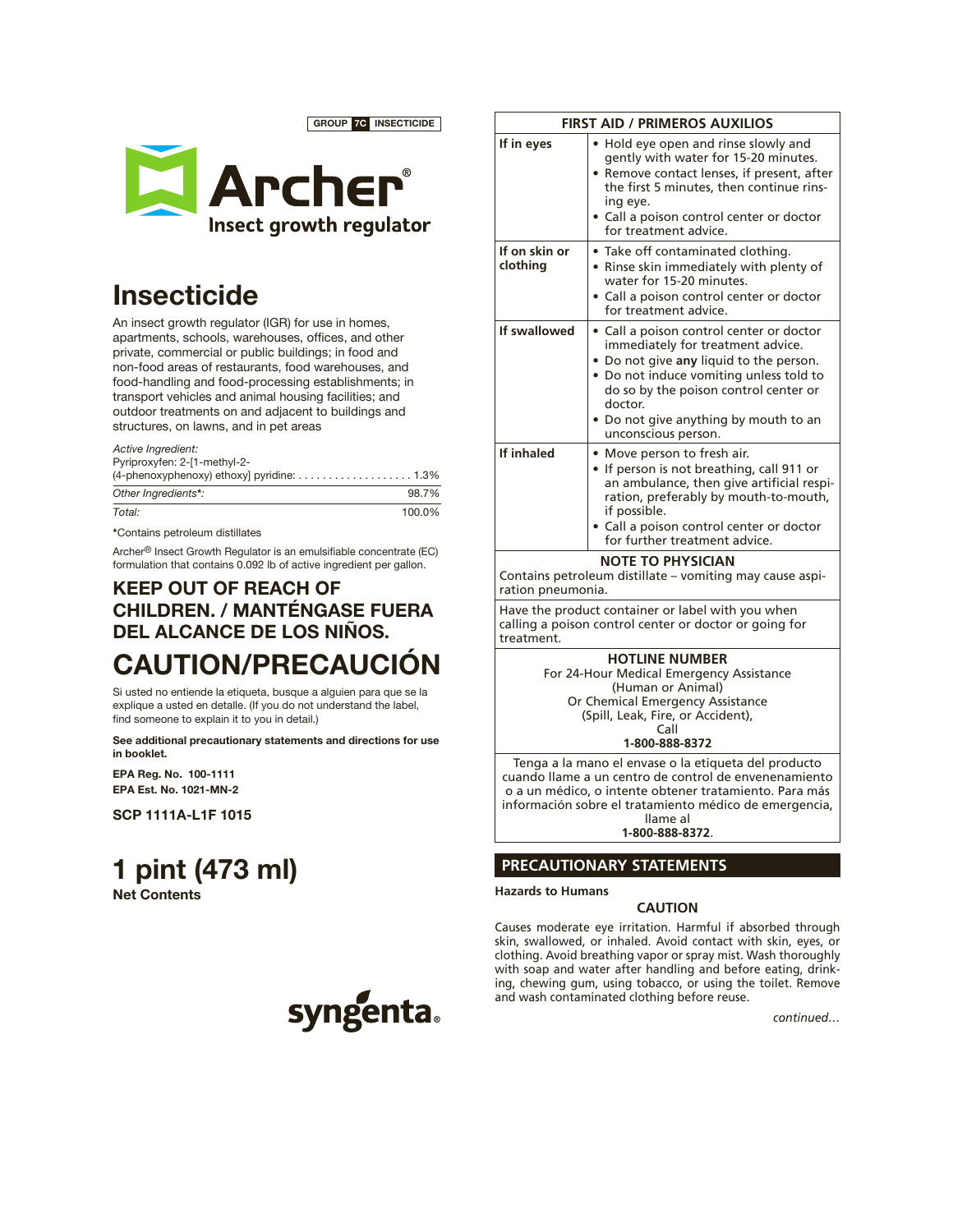GROUP 7C INSECTICIDE

# Archer®

**Insect growth regulator**

## Insecticide

An insect growth regulator (IGR) for use in homes, apartments, schools, warehouses, offices, and other private, commercial or public buildings; in food and non-food areas of restaurants, food warehouses, and food-handling and food-processing establishments; in transport vehicles and animal housing facilities; and outdoor treatments on and adjacent to buildings and structures, on lawns, and in pet areas

| *Active Ingredient:* | |
|---|---|
| Pyriproxyfen: 2-[1-methyl-2-(4-phenoxyphenoxy) ethoxy] pyridine: | 1.3% |
| *Other Ingredients\*:* | 98.7% |
| *Total:* | 100.0% |

\*Contains petroleum distillates

Archer® Insect Growth Regulator is an emulsifiable concentrate (EC) formulation that contains 0.092 lb of active ingredient per gallon.

## KEEP OUT OF REACH OF CHILDREN. / MANTÉNGASE FUERA DEL ALCANCE DE LOS NIÑOS.

# CAUTION/PRECAUCIÓN

Si usted no entiende la etiqueta, busque a alguien para que se la explique a usted en detalle. (If you do not understand the label, find someone to explain it to you in detail.)

**See additional precautionary statements and directions for use in booklet.**

**EPA Reg. No. 100-1111**
**EPA Est. No. 1021-MN-2**

**SCP 1111A-L1F 1015**

## 1 pint (473 ml)

**Net Contents**

syngenta®

| FIRST AID / PRIMEROS AUXILIOS | |
|---|---|
| **If in eyes** | • Hold eye open and rinse slowly and gently with water for 15-20 minutes.<br>• Remove contact lenses, if present, after the first 5 minutes, then continue rinsing eye.<br>• Call a poison control center or doctor for treatment advice. |
| **If on skin or clothing** | • Take off contaminated clothing.<br>• Rinse skin immediately with plenty of water for 15-20 minutes.<br>• Call a poison control center or doctor for treatment advice. |
| **If swallowed** | • Call a poison control center or doctor immediately for treatment advice.<br>• Do not give **any** liquid to the person.<br>• Do not induce vomiting unless told to do so by the poison control center or doctor.<br>• Do not give anything by mouth to an unconscious person. |
| **If inhaled** | • Move person to fresh air.<br>• If person is not breathing, call 911 or an ambulance, then give artificial respiration, preferably by mouth-to-mouth, if possible.<br>• Call a poison control center or doctor for further treatment advice. |

**NOTE TO PHYSICIAN**

Contains petroleum distillate – vomiting may cause aspiration pneumonia.

Have the product container or label with you when calling a poison control center or doctor or going for treatment.

**HOTLINE NUMBER**
For 24-Hour Medical Emergency Assistance
(Human or Animal)
Or Chemical Emergency Assistance
(Spill, Leak, Fire, or Accident),
Call
**1-800-888-8372**

Tenga a la mano el envase o la etiqueta del producto cuando llame a un centro de control de envenenamiento o a un médico, o intente obtener tratamiento. Para más información sobre el tratamiento médico de emergencia, llame al
**1-800-888-8372**.

## PRECAUTIONARY STATEMENTS

**Hazards to Humans**

**CAUTION**

Causes moderate eye irritation. Harmful if absorbed through skin, swallowed, or inhaled. Avoid contact with skin, eyes, or clothing. Avoid breathing vapor or spray mist. Wash thoroughly with soap and water after handling and before eating, drinking, chewing gum, using tobacco, or using the toilet. Remove and wash contaminated clothing before reuse.

*continued…*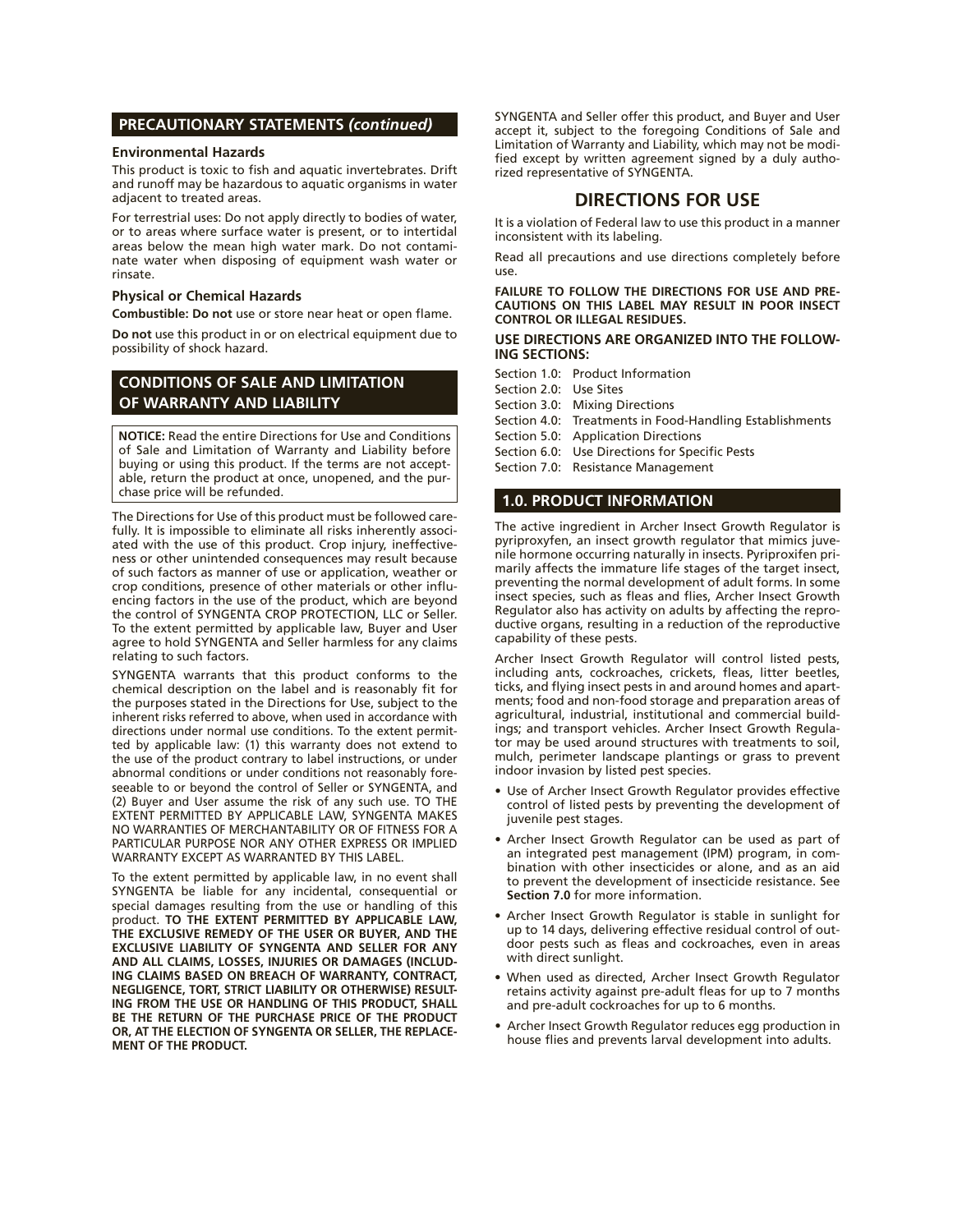## PRECAUTIONARY STATEMENTS *(continued)*

### Environmental Hazards

This product is toxic to fish and aquatic invertebrates. Drift and runoff may be hazardous to aquatic organisms in water adjacent to treated areas.

For terrestrial uses: Do not apply directly to bodies of water, or to areas where surface water is present, or to intertidal areas below the mean high water mark. Do not contaminate water when disposing of equipment wash water or rinsate.

### Physical or Chemical Hazards

**Combustible: Do not** use or store near heat or open flame.

**Do not** use this product in or on electrical equipment due to possibility of shock hazard.

## CONDITIONS OF SALE AND LIMITATION OF WARRANTY AND LIABILITY

**NOTICE:** Read the entire Directions for Use and Conditions of Sale and Limitation of Warranty and Liability before buying or using this product. If the terms are not acceptable, return the product at once, unopened, and the purchase price will be refunded.

The Directions for Use of this product must be followed carefully. It is impossible to eliminate all risks inherently associated with the use of this product. Crop injury, ineffectiveness or other unintended consequences may result because of such factors as manner of use or application, weather or crop conditions, presence of other materials or other influencing factors in the use of the product, which are beyond the control of SYNGENTA CROP PROTECTION, LLC or Seller. To the extent permitted by applicable law, Buyer and User agree to hold SYNGENTA and Seller harmless for any claims relating to such factors.

SYNGENTA warrants that this product conforms to the chemical description on the label and is reasonably fit for the purposes stated in the Directions for Use, subject to the inherent risks referred to above, when used in accordance with directions under normal use conditions. To the extent permitted by applicable law: (1) this warranty does not extend to the use of the product contrary to label instructions, or under abnormal conditions or under conditions not reasonably foreseeable to or beyond the control of Seller or SYNGENTA, and (2) Buyer and User assume the risk of any such use. TO THE EXTENT PERMITTED BY APPLICABLE LAW, SYNGENTA MAKES NO WARRANTIES OF MERCHANTABILITY OR OF FITNESS FOR A PARTICULAR PURPOSE NOR ANY OTHER EXPRESS OR IMPLIED WARRANTY EXCEPT AS WARRANTED BY THIS LABEL.

To the extent permitted by applicable law, in no event shall SYNGENTA be liable for any incidental, consequential or special damages resulting from the use or handling of this product. **TO THE EXTENT PERMITTED BY APPLICABLE LAW, THE EXCLUSIVE REMEDY OF THE USER OR BUYER, AND THE EXCLUSIVE LIABILITY OF SYNGENTA AND SELLER FOR ANY AND ALL CLAIMS, LOSSES, INJURIES OR DAMAGES (INCLUDING CLAIMS BASED ON BREACH OF WARRANTY, CONTRACT, NEGLIGENCE, TORT, STRICT LIABILITY OR OTHERWISE) RESULTING FROM THE USE OR HANDLING OF THIS PRODUCT, SHALL BE THE RETURN OF THE PURCHASE PRICE OF THE PRODUCT OR, AT THE ELECTION OF SYNGENTA OR SELLER, THE REPLACEMENT OF THE PRODUCT.**

SYNGENTA and Seller offer this product, and Buyer and User accept it, subject to the foregoing Conditions of Sale and Limitation of Warranty and Liability, which may not be modified except by written agreement signed by a duly authorized representative of SYNGENTA.

# DIRECTIONS FOR USE

It is a violation of Federal law to use this product in a manner inconsistent with its labeling.

Read all precautions and use directions completely before use.

**FAILURE TO FOLLOW THE DIRECTIONS FOR USE AND PRECAUTIONS ON THIS LABEL MAY RESULT IN POOR INSECT CONTROL OR ILLEGAL RESIDUES.**

**USE DIRECTIONS ARE ORGANIZED INTO THE FOLLOWING SECTIONS:**

Section 1.0: Product Information
Section 2.0: Use Sites
Section 3.0: Mixing Directions
Section 4.0: Treatments in Food-Handling Establishments
Section 5.0: Application Directions
Section 6.0: Use Directions for Specific Pests
Section 7.0: Resistance Management

## 1.0. PRODUCT INFORMATION

The active ingredient in Archer Insect Growth Regulator is pyriproxyfen, an insect growth regulator that mimics juvenile hormone occurring naturally in insects. Pyriproxifen primarily affects the immature life stages of the target insect, preventing the normal development of adult forms. In some insect species, such as fleas and flies, Archer Insect Growth Regulator also has activity on adults by affecting the reproductive organs, resulting in a reduction of the reproductive capability of these pests.

Archer Insect Growth Regulator will control listed pests, including ants, cockroaches, crickets, fleas, litter beetles, ticks, and flying insect pests in and around homes and apartments; food and non-food storage and preparation areas of agricultural, industrial, institutional and commercial buildings; and transport vehicles. Archer Insect Growth Regulator may be used around structures with treatments to soil, mulch, perimeter landscape plantings or grass to prevent indoor invasion by listed pest species.

- Use of Archer Insect Growth Regulator provides effective control of listed pests by preventing the development of juvenile pest stages.
- Archer Insect Growth Regulator can be used as part of an integrated pest management (IPM) program, in combination with other insecticides or alone, and as an aid to prevent the development of insecticide resistance. See **Section 7.0** for more information.
- Archer Insect Growth Regulator is stable in sunlight for up to 14 days, delivering effective residual control of outdoor pests such as fleas and cockroaches, even in areas with direct sunlight.
- When used as directed, Archer Insect Growth Regulator retains activity against pre-adult fleas for up to 7 months and pre-adult cockroaches for up to 6 months.
- Archer Insect Growth Regulator reduces egg production in house flies and prevents larval development into adults.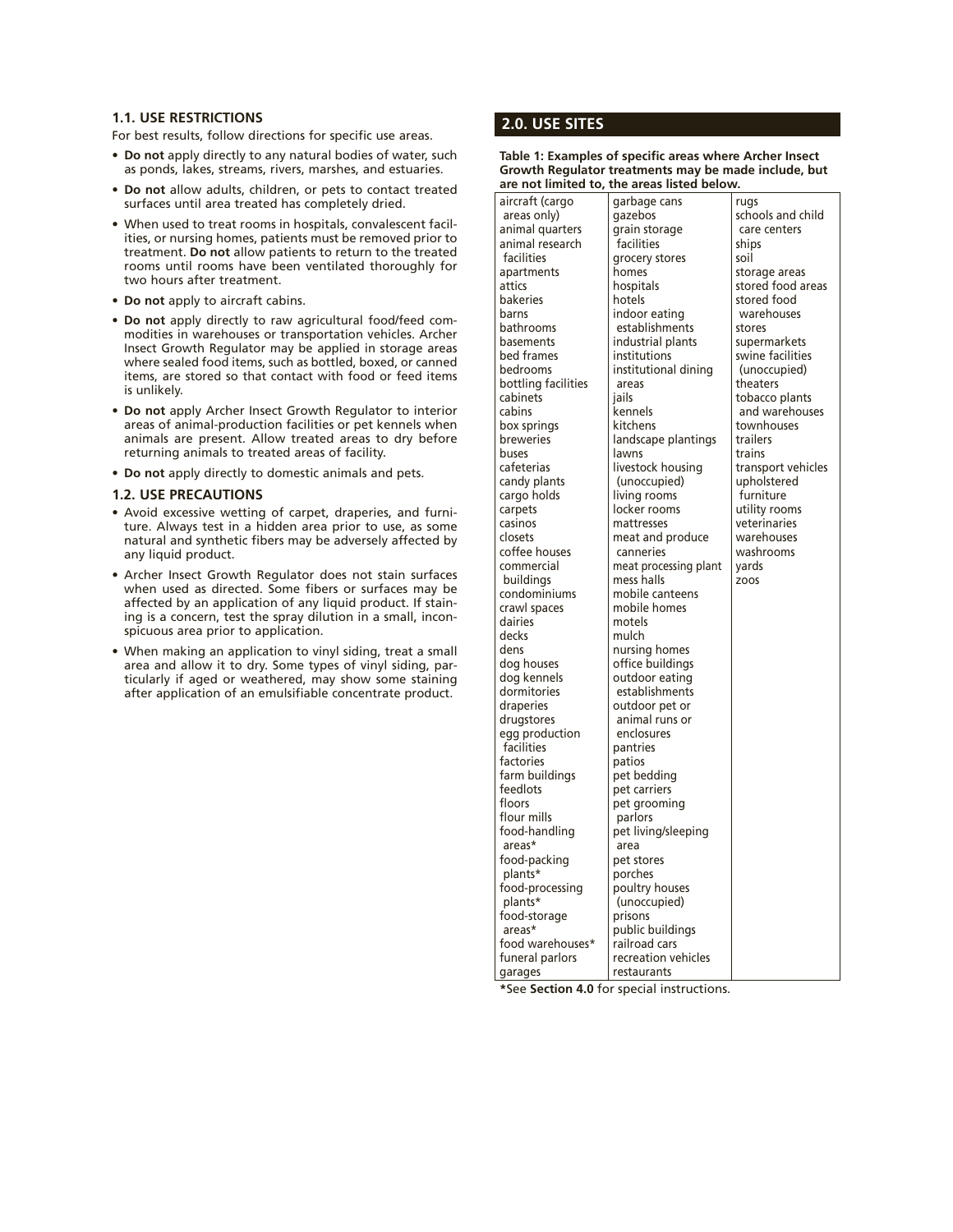### 1.1. USE RESTRICTIONS

For best results, follow directions for specific use areas.

- **Do not** apply directly to any natural bodies of water, such as ponds, lakes, streams, rivers, marshes, and estuaries.
- **Do not** allow adults, children, or pets to contact treated surfaces until area treated has completely dried.
- When used to treat rooms in hospitals, convalescent facilities, or nursing homes, patients must be removed prior to treatment. **Do not** allow patients to return to the treated rooms until rooms have been ventilated thoroughly for two hours after treatment.
- **Do not** apply to aircraft cabins.
- **Do not** apply directly to raw agricultural food/feed commodities in warehouses or transportation vehicles. Archer Insect Growth Regulator may be applied in storage areas where sealed food items, such as bottled, boxed, or canned items, are stored so that contact with food or feed items is unlikely.
- **Do not** apply Archer Insect Growth Regulator to interior areas of animal-production facilities or pet kennels when animals are present. Allow treated areas to dry before returning animals to treated areas of facility.
- **Do not** apply directly to domestic animals and pets.

### 1.2. USE PRECAUTIONS

- Avoid excessive wetting of carpet, draperies, and furniture. Always test in a hidden area prior to use, as some natural and synthetic fibers may be adversely affected by any liquid product.
- Archer Insect Growth Regulator does not stain surfaces when used as directed. Some fibers or surfaces may be affected by an application of any liquid product. If staining is a concern, test the spray dilution in a small, inconspicuous area prior to application.
- When making an application to vinyl siding, treat a small area and allow it to dry. Some types of vinyl siding, particularly if aged or weathered, may show some staining after application of an emulsifiable concentrate product.

## 2.0. USE SITES

**Table 1: Examples of specific areas where Archer Insect Growth Regulator treatments may be made include, but are not limited to, the areas listed below.**

| | | |
|---|---|---|
| aircraft (cargo areas only) | garbage cans | rugs |
| animal quarters | gazebos | schools and child care centers |
| animal research facilities | grain storage facilities | ships |
| apartments | grocery stores | soil |
| attics | homes | storage areas |
| bakeries | hospitals | stored food areas |
| barns | hotels | stored food warehouses |
| bathrooms | indoor eating establishments | stores |
| basements | industrial plants | supermarkets |
| bed frames | institutions | swine facilities (unoccupied) |
| bedrooms | institutional dining areas | theaters |
| bottling facilities | jails | tobacco plants and warehouses |
| cabinets | kennels | townhouses |
| cabins | kitchens | trailers |
| box springs | landscape plantings | trains |
| breweries | lawns | transport vehicles |
| buses | livestock housing (unoccupied) | upholstered furniture |
| cafeterias | living rooms | utility rooms |
| candy plants | locker rooms | veterinaries |
| cargo holds | mattresses | warehouses |
| carpets | meat and produce canneries | washrooms |
| casinos | meat processing plant | yards |
| closets | mess halls | zoos |
| coffee houses | mobile canteens | |
| commercial buildings | mobile homes | |
| condominiums | motels | |
| crawl spaces | mulch | |
| dairies | nursing homes | |
| decks | office buildings | |
| dens | outdoor eating establishments | |
| dog houses | outdoor pet or animal runs or enclosures | |
| dog kennels | pantries | |
| dormitories | patios | |
| draperies | pet bedding | |
| drugstores | pet carriers | |
| egg production facilities | pet grooming parlors | |
| factories | pet living/sleeping area | |
| farm buildings | pet stores | |
| feedlots | porches | |
| floors | poultry houses (unoccupied) | |
| flour mills | prisons | |
| food-handling areas* | public buildings | |
| food-packing plants* | railroad cars | |
| food-processing plants* | recreation vehicles | |
| food-storage areas* | restaurants | |
| food warehouses* | | |
| funeral parlors | | |
| garages | | |

*See **Section 4.0** for special instructions.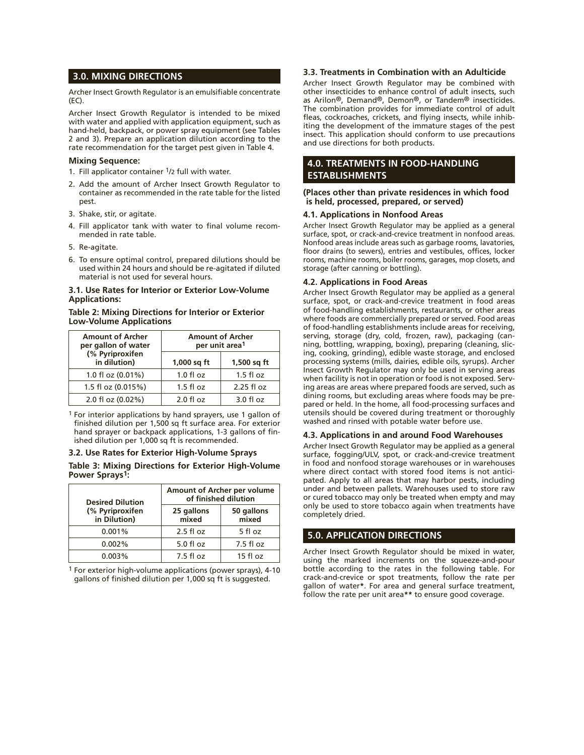## 3.0. MIXING DIRECTIONS

Archer Insect Growth Regulator is an emulsifiable concentrate (EC).

Archer Insect Growth Regulator is intended to be mixed with water and applied with application equipment, such as hand-held, backpack, or power spray equipment (see Tables 2 and 3). Prepare an application dilution according to the rate recommendation for the target pest given in Table 4.

**Mixing Sequence:**

1. Fill applicator container 1/2 full with water.
2. Add the amount of Archer Insect Growth Regulator to container as recommended in the rate table for the listed pest.
3. Shake, stir, or agitate.
4. Fill applicator tank with water to final volume recommended in rate table.
5. Re-agitate.
6. To ensure optimal control, prepared dilutions should be used within 24 hours and should be re-agitated if diluted material is not used for several hours.

### 3.1. Use Rates for Interior or Exterior Low-Volume Applications:

**Table 2: Mixing Directions for Interior or Exterior Low-Volume Applications**

| Amount of Archer per gallon of water (% Pyriproxifen in dilution) | Amount of Archer per unit area[1] | |
|---|---|---|
| | 1,000 sq ft | 1,500 sq ft |
| 1.0 fl oz (0.01%) | 1.0 fl oz | 1.5 fl oz |
| 1.5 fl oz (0.015%) | 1.5 fl oz | 2.25 fl oz |
| 2.0 fl oz (0.02%) | 2.0 fl oz | 3.0 fl oz |

[1] For interior applications by hand sprayers, use 1 gallon of finished dilution per 1,500 sq ft surface area. For exterior hand sprayer or backpack applications, 1-3 gallons of finished dilution per 1,000 sq ft is recommended.

### 3.2. Use Rates for Exterior High-Volume Sprays

**Table 3: Mixing Directions for Exterior High-Volume Power Sprays[1]:**

| Desired Dilution (% Pyriproxifen in Dilution) | Amount of Archer per volume of finished dilution | |
|---|---|---|
| | 25 gallons mixed | 50 gallons mixed |
| 0.001% | 2.5 fl oz | 5 fl oz |
| 0.002% | 5.0 fl oz | 7.5 fl oz |
| 0.003% | 7.5 fl oz | 15 fl oz |

[1] For exterior high-volume applications (power sprays), 4-10 gallons of finished dilution per 1,000 sq ft is suggested.

### 3.3. Treatments in Combination with an Adulticide

Archer Insect Growth Regulator may be combined with other insecticides to enhance control of adult insects, such as Arilon®, Demand®, Demon®, or Tandem® insecticides. The combination provides for immediate control of adult fleas, cockroaches, crickets, and flying insects, while inhibiting the development of the immature stages of the pest insect. This application should conform to use precautions and use directions for both products.

## 4.0. TREATMENTS IN FOOD-HANDLING ESTABLISHMENTS

**(Places other than private residences in which food is held, processed, prepared, or served)**

### 4.1. Applications in Nonfood Areas

Archer Insect Growth Regulator may be applied as a general surface, spot, or crack-and-crevice treatment in nonfood areas. Nonfood areas include areas such as garbage rooms, lavatories, floor drains (to sewers), entries and vestibules, offices, locker rooms, machine rooms, boiler rooms, garages, mop closets, and storage (after canning or bottling).

### 4.2. Applications in Food Areas

Archer Insect Growth Regulator may be applied as a general surface, spot, or crack-and-crevice treatment in food areas of food-handling establishments, restaurants, or other areas where foods are commercially prepared or served. Food areas of food-handling establishments include areas for receiving, serving, storage (dry, cold, frozen, raw), packaging (canning, bottling, wrapping, boxing), preparing (cleaning, slicing, cooking, grinding), edible waste storage, and enclosed processing systems (mills, dairies, edible oils, syrups). Archer Insect Growth Regulator may only be used in serving areas when facility is not in operation or food is not exposed. Serving areas are areas where prepared foods are served, such as dining rooms, but excluding areas where foods may be prepared or held. In the home, all food-processing surfaces and utensils should be covered during treatment or thoroughly washed and rinsed with potable water before use.

### 4.3. Applications in and around Food Warehouses

Archer Insect Growth Regulator may be applied as a general surface, fogging/ULV, spot, or crack-and-crevice treatment in food and nonfood storage warehouses or in warehouses where direct contact with stored food items is not anticipated. Apply to all areas that may harbor pests, including under and between pallets. Warehouses used to store raw or cured tobacco may only be treated when empty and may only be used to store tobacco again when treatments have completely dried.

## 5.0. APPLICATION DIRECTIONS

Archer Insect Growth Regulator should be mixed in water, using the marked increments on the squeeze-and-pour bottle according to the rates in the following table. For crack-and-crevice or spot treatments, follow the rate per gallon of water*. For area and general surface treatment, follow the rate per unit area** to ensure good coverage.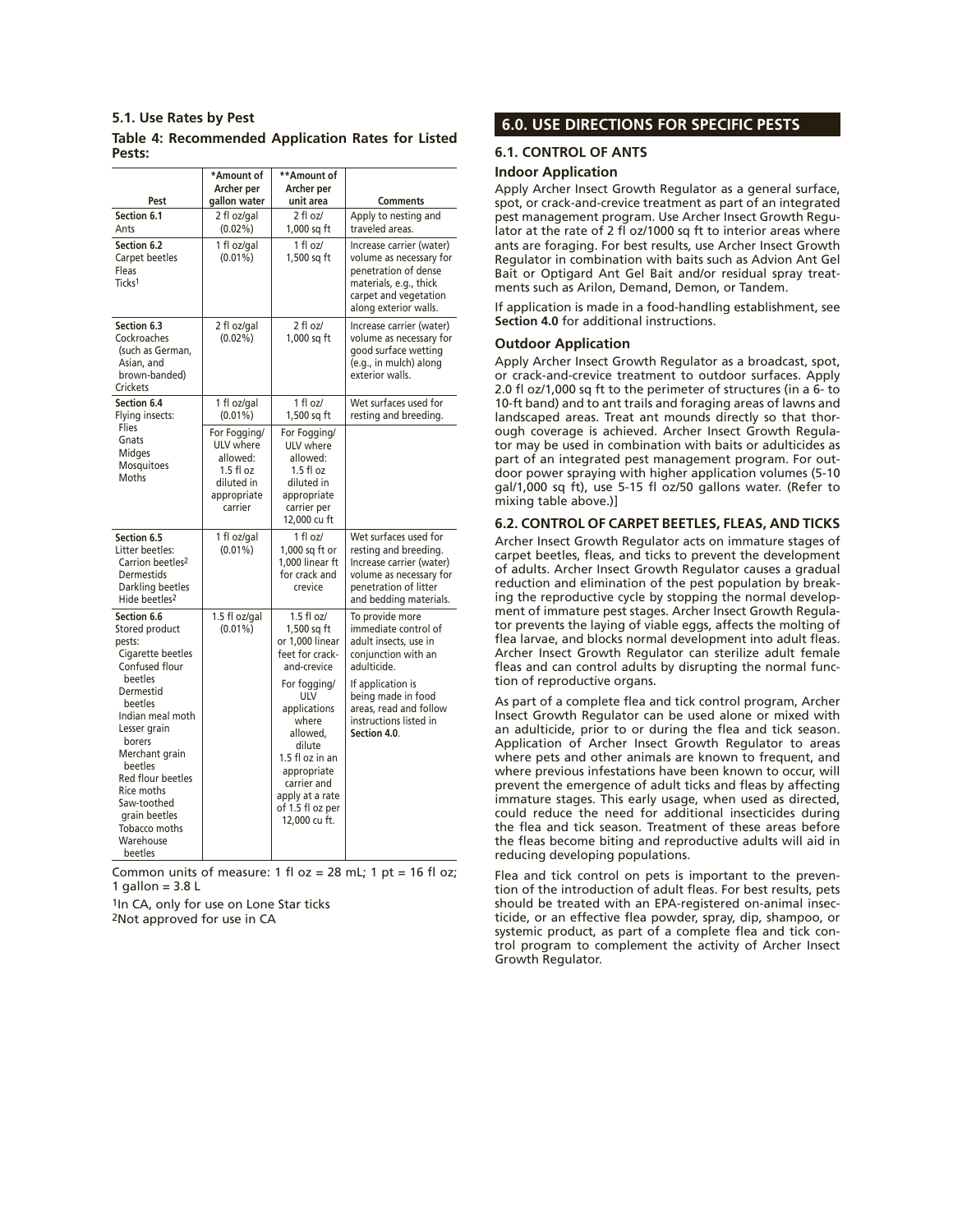### 5.1. Use Rates by Pest

**Table 4: Recommended Application Rates for Listed Pests:**

| Pest | *Amount of Archer per gallon water | **Amount of Archer per unit area | Comments |
|---|---|---|---|
| **Section 6.1** Ants | 2 fl oz/gal (0.02%) | 2 fl oz/ 1,000 sq ft | Apply to nesting and traveled areas. |
| **Section 6.2** Carpet beetles Fleas Ticks[1] | 1 fl oz/gal (0.01%) | 1 fl oz/ 1,500 sq ft | Increase carrier (water) volume as necessary for penetration of dense materials, e.g., thick carpet and vegetation along exterior walls. |
| **Section 6.3** Cockroaches (such as German, Asian, and brown-banded) Crickets | 2 fl oz/gal (0.02%) | 2 fl oz/ 1,000 sq ft | Increase carrier (water) volume as necessary for good surface wetting (e.g., in mulch) along exterior walls. |
| **Section 6.4** Flying insects: Flies Gnats Midges Mosquitoes Moths | 1 fl oz/gal (0.01%) | 1 fl oz/ 1,500 sq ft | Wet surfaces used for resting and breeding. |
| | For Fogging/ ULV where allowed: 1.5 fl oz diluted in appropriate carrier | For Fogging/ ULV where allowed: 1.5 fl oz diluted in appropriate carrier per 12,000 cu ft | |
| **Section 6.5** Litter beetles: Carrion beetles[2] Dermestids Darkling beetles Hide beetles[2] | 1 fl oz/gal (0.01%) | 1 fl oz/ 1,000 sq ft or 1,000 linear ft for crack and crevice | Wet surfaces used for resting and breeding. Increase carrier (water) volume as necessary for penetration of litter and bedding materials. |
| **Section 6.6** Stored product pests: Cigarette beetles Confused flour beetles Dermestid beetles Indian meal moth Lesser grain borers Merchant grain beetles Red flour beetles Rice moths Saw-toothed grain beetles Tobacco moths Warehouse beetles | 1.5 fl oz/gal (0.01%) | 1.5 fl oz/ 1,500 sq ft or 1,000 linear feet for crack-and-crevice. For fogging/ ULV applications where allowed, dilute 1.5 fl oz in an appropriate carrier and apply at a rate of 1.5 fl oz per 12,000 cu ft. | To provide more immediate control of adult insects, use in conjunction with an adulticide. If application is being made in food areas, read and follow instructions listed in **Section 4.0**. |

Common units of measure: 1 fl oz = 28 mL; 1 pt = 16 fl oz; 1 gallon = 3.8 L

[1]In CA, only for use on Lone Star ticks

[2]Not approved for use in CA

## 6.0. USE DIRECTIONS FOR SPECIFIC PESTS

### 6.1. CONTROL OF ANTS

#### Indoor Application

Apply Archer Insect Growth Regulator as a general surface, spot, or crack-and-crevice treatment as part of an integrated pest management program. Use Archer Insect Growth Regulator at the rate of 2 fl oz/1000 sq ft to interior areas where ants are foraging. For best results, use Archer Insect Growth Regulator in combination with baits such as Advion Ant Gel Bait or Optigard Ant Gel Bait and/or residual spray treatments such as Arilon, Demand, Demon, or Tandem.

If application is made in a food-handling establishment, see **Section 4.0** for additional instructions.

#### Outdoor Application

Apply Archer Insect Growth Regulator as a broadcast, spot, or crack-and-crevice treatment to outdoor surfaces. Apply 2.0 fl oz/1,000 sq ft to the perimeter of structures (in a 6- to 10-ft band) and to ant trails and foraging areas of lawns and landscaped areas. Treat ant mounds directly so that thorough coverage is achieved. Archer Insect Growth Regulator may be used in combination with baits or adulticides as part of an integrated pest management program. For outdoor power spraying with higher application volumes (5-10 gal/1,000 sq ft), use 5-15 fl oz/50 gallons water. (Refer to mixing table above.)]

### 6.2. CONTROL OF CARPET BEETLES, FLEAS, AND TICKS

Archer Insect Growth Regulator acts on immature stages of carpet beetles, fleas, and ticks to prevent the development of adults. Archer Insect Growth Regulator causes a gradual reduction and elimination of the pest population by breaking the reproductive cycle by stopping the normal development of immature pest stages. Archer Insect Growth Regulator prevents the laying of viable eggs, affects the molting of flea larvae, and blocks normal development into adult fleas. Archer Insect Growth Regulator can sterilize adult female fleas and can control adults by disrupting the normal function of reproductive organs.

As part of a complete flea and tick control program, Archer Insect Growth Regulator can be used alone or mixed with an adulticide, prior to or during the flea and tick season. Application of Archer Insect Growth Regulator to areas where pets and other animals are known to frequent, and where previous infestations have been known to occur, will prevent the emergence of adult ticks and fleas by affecting immature stages. This early usage, when used as directed, could reduce the need for additional insecticides during the flea and tick season. Treatment of these areas before the fleas become biting and reproductive adults will aid in reducing developing populations.

Flea and tick control on pets is important to the prevention of the introduction of adult fleas. For best results, pets should be treated with an EPA-registered on-animal insecticide, or an effective flea powder, spray, dip, shampoo, or systemic product, as part of a complete flea and tick control program to complement the activity of Archer Insect Growth Regulator.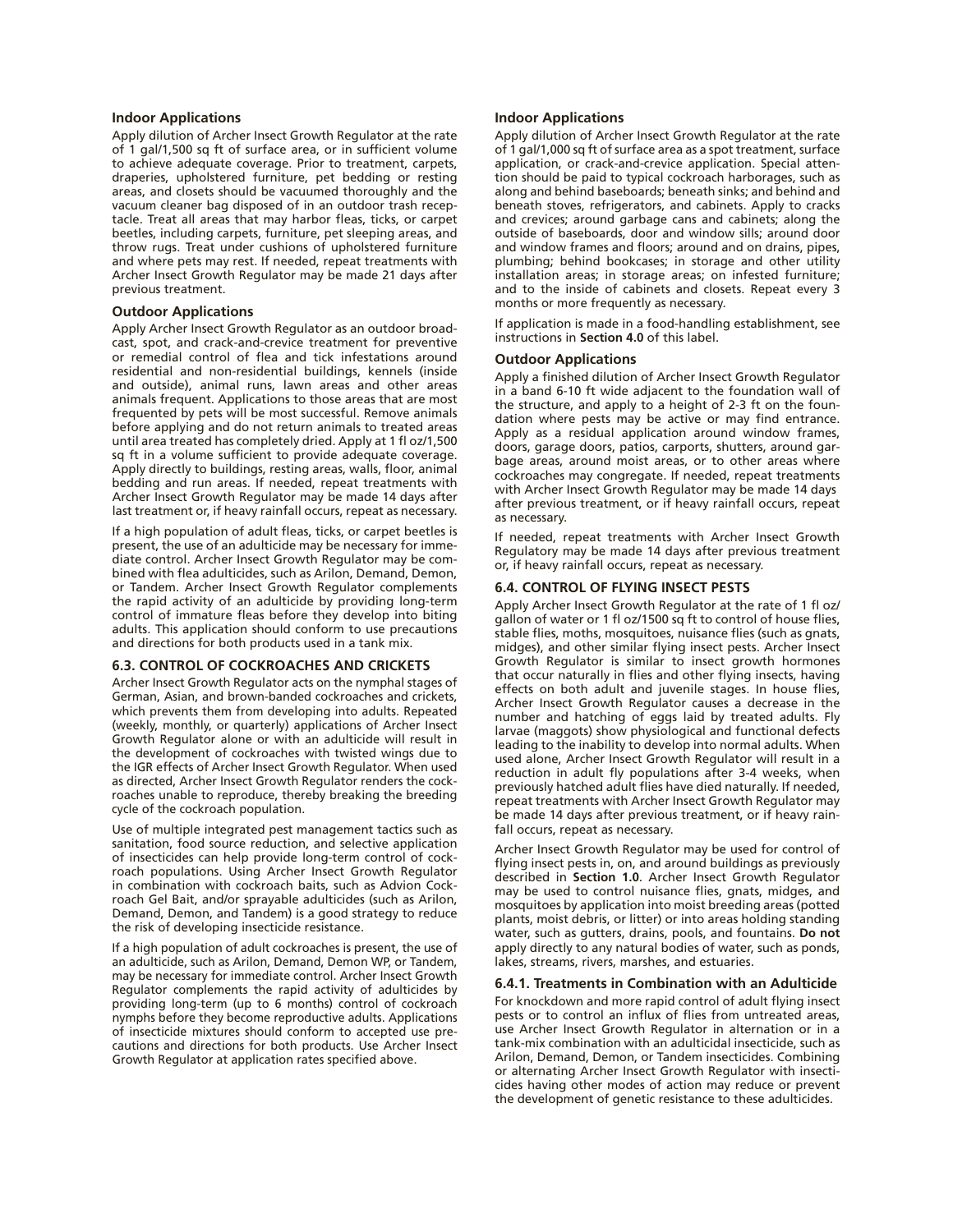### Indoor Applications

Apply dilution of Archer Insect Growth Regulator at the rate of 1 gal/1,500 sq ft of surface area, or in sufficient volume to achieve adequate coverage. Prior to treatment, carpets, draperies, upholstered furniture, pet bedding or resting areas, and closets should be vacuumed thoroughly and the vacuum cleaner bag disposed of in an outdoor trash receptacle. Treat all areas that may harbor fleas, ticks, or carpet beetles, including carpets, furniture, pet sleeping areas, and throw rugs. Treat under cushions of upholstered furniture and where pets may rest. If needed, repeat treatments with Archer Insect Growth Regulator may be made 21 days after previous treatment.

### Outdoor Applications

Apply Archer Insect Growth Regulator as an outdoor broadcast, spot, and crack-and-crevice treatment for preventive or remedial control of flea and tick infestations around residential and non-residential buildings, kennels (inside and outside), animal runs, lawn areas and other areas animals frequent. Applications to those areas that are most frequented by pets will be most successful. Remove animals before applying and do not return animals to treated areas until area treated has completely dried. Apply at 1 fl oz/1,500 sq ft in a volume sufficient to provide adequate coverage. Apply directly to buildings, resting areas, walls, floor, animal bedding and run areas. If needed, repeat treatments with Archer Insect Growth Regulator may be made 14 days after last treatment or, if heavy rainfall occurs, repeat as necessary.

If a high population of adult fleas, ticks, or carpet beetles is present, the use of an adulticide may be necessary for immediate control. Archer Insect Growth Regulator may be combined with flea adulticides, such as Arilon, Demand, Demon, or Tandem. Archer Insect Growth Regulator complements the rapid activity of an adulticide by providing long-term control of immature fleas before they develop into biting adults. This application should conform to use precautions and directions for both products used in a tank mix.

## 6.3. CONTROL OF COCKROACHES AND CRICKETS

Archer Insect Growth Regulator acts on the nymphal stages of German, Asian, and brown-banded cockroaches and crickets, which prevents them from developing into adults. Repeated (weekly, monthly, or quarterly) applications of Archer Insect Growth Regulator alone or with an adulticide will result in the development of cockroaches with twisted wings due to the IGR effects of Archer Insect Growth Regulator. When used as directed, Archer Insect Growth Regulator renders the cockroaches unable to reproduce, thereby breaking the breeding cycle of the cockroach population.

Use of multiple integrated pest management tactics such as sanitation, food source reduction, and selective application of insecticides can help provide long-term control of cockroach populations. Using Archer Insect Growth Regulator in combination with cockroach baits, such as Advion Cockroach Gel Bait, and/or sprayable adulticides (such as Arilon, Demand, Demon, and Tandem) is a good strategy to reduce the risk of developing insecticide resistance.

If a high population of adult cockroaches is present, the use of an adulticide, such as Arilon, Demand, Demon WP, or Tandem, may be necessary for immediate control. Archer Insect Growth Regulator complements the rapid activity of adulticides by providing long-term (up to 6 months) control of cockroach nymphs before they become reproductive adults. Applications of insecticide mixtures should conform to accepted use precautions and directions for both products. Use Archer Insect Growth Regulator at application rates specified above.

### Indoor Applications

Apply dilution of Archer Insect Growth Regulator at the rate of 1 gal/1,000 sq ft of surface area as a spot treatment, surface application, or crack-and-crevice application. Special attention should be paid to typical cockroach harborages, such as along and behind baseboards; beneath sinks; and behind and beneath stoves, refrigerators, and cabinets. Apply to cracks and crevices; around garbage cans and cabinets; along the outside of baseboards, door and window sills; around door and window frames and floors; around and on drains, pipes, plumbing; behind bookcases; in storage and other utility installation areas; in storage areas; on infested furniture; and to the inside of cabinets and closets. Repeat every 3 months or more frequently as necessary.

If application is made in a food-handling establishment, see instructions in **Section 4.0** of this label.

### Outdoor Applications

Apply a finished dilution of Archer Insect Growth Regulator in a band 6-10 ft wide adjacent to the foundation wall of the structure, and apply to a height of 2-3 ft on the foundation where pests may be active or may find entrance. Apply as a residual application around window frames, doors, garage doors, patios, carports, shutters, around garbage areas, around moist areas, or to other areas where cockroaches may congregate. If needed, repeat treatments with Archer Insect Growth Regulator may be made 14 days after previous treatment, or if heavy rainfall occurs, repeat as necessary.

If needed, repeat treatments with Archer Insect Growth Regulatory may be made 14 days after previous treatment or, if heavy rainfall occurs, repeat as necessary.

## 6.4. CONTROL OF FLYING INSECT PESTS

Apply Archer Insect Growth Regulator at the rate of 1 fl oz/gallon of water or 1 fl oz/1500 sq ft to control of house flies, stable flies, moths, mosquitoes, nuisance flies (such as gnats, midges), and other similar flying insect pests. Archer Insect Growth Regulator is similar to insect growth hormones that occur naturally in flies and other flying insects, having effects on both adult and juvenile stages. In house flies, Archer Insect Growth Regulator causes a decrease in the number and hatching of eggs laid by treated adults. Fly larvae (maggots) show physiological and functional defects leading to the inability to develop into normal adults. When used alone, Archer Insect Growth Regulator will result in a reduction in adult fly populations after 3-4 weeks, when previously hatched adult flies have died naturally. If needed, repeat treatments with Archer Insect Growth Regulator may be made 14 days after previous treatment, or if heavy rainfall occurs, repeat as necessary.

Archer Insect Growth Regulator may be used for control of flying insect pests in, on, and around buildings as previously described in **Section 1.0**. Archer Insect Growth Regulator may be used to control nuisance flies, gnats, midges, and mosquitoes by application into moist breeding areas (potted plants, moist debris, or litter) or into areas holding standing water, such as gutters, drains, pools, and fountains. **Do not** apply directly to any natural bodies of water, such as ponds, lakes, streams, rivers, marshes, and estuaries.

### 6.4.1. Treatments in Combination with an Adulticide

For knockdown and more rapid control of adult flying insect pests or to control an influx of flies from untreated areas, use Archer Insect Growth Regulator in alternation or in a tank-mix combination with an adulticidal insecticide, such as Arilon, Demand, Demon, or Tandem insecticides. Combining or alternating Archer Insect Growth Regulator with insecticides having other modes of action may reduce or prevent the development of genetic resistance to these adulticides.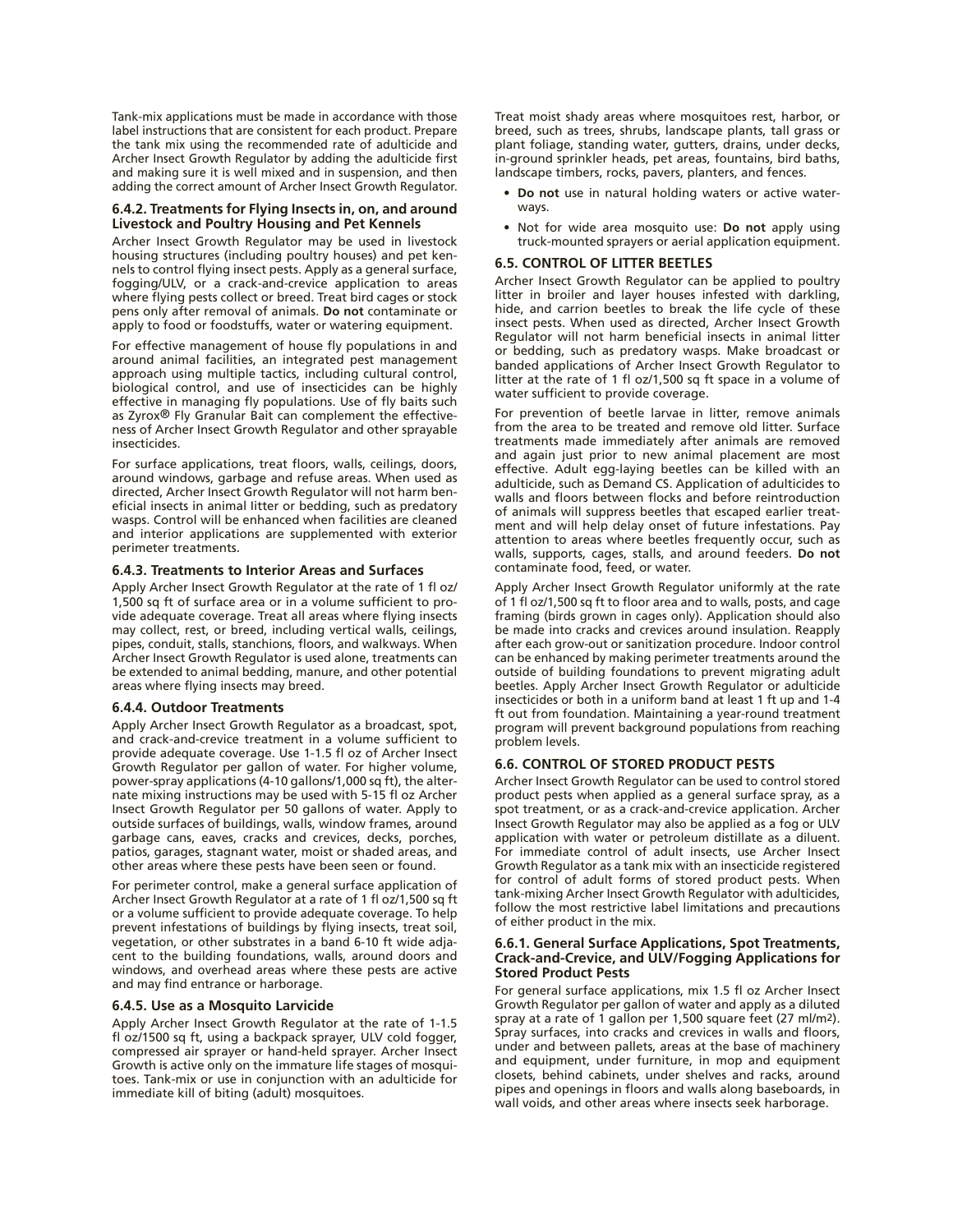Tank-mix applications must be made in accordance with those label instructions that are consistent for each product. Prepare the tank mix using the recommended rate of adulticide and Archer Insect Growth Regulator by adding the adulticide first and making sure it is well mixed and in suspension, and then adding the correct amount of Archer Insect Growth Regulator.

### 6.4.2. Treatments for Flying Insects in, on, and around Livestock and Poultry Housing and Pet Kennels

Archer Insect Growth Regulator may be used in livestock housing structures (including poultry houses) and pet kennels to control flying insect pests. Apply as a general surface, fogging/ULV, or a crack-and-crevice application to areas where flying pests collect or breed. Treat bird cages or stock pens only after removal of animals. **Do not** contaminate or apply to food or foodstuffs, water or watering equipment.

For effective management of house fly populations in and around animal facilities, an integrated pest management approach using multiple tactics, including cultural control, biological control, and use of insecticides can be highly effective in managing fly populations. Use of fly baits such as Zyrox® Fly Granular Bait can complement the effectiveness of Archer Insect Growth Regulator and other sprayable insecticides.

For surface applications, treat floors, walls, ceilings, doors, around windows, garbage and refuse areas. When used as directed, Archer Insect Growth Regulator will not harm beneficial insects in animal litter or bedding, such as predatory wasps. Control will be enhanced when facilities are cleaned and interior applications are supplemented with exterior perimeter treatments.

### 6.4.3. Treatments to Interior Areas and Surfaces

Apply Archer Insect Growth Regulator at the rate of 1 fl oz/ 1,500 sq ft of surface area or in a volume sufficient to provide adequate coverage. Treat all areas where flying insects may collect, rest, or breed, including vertical walls, ceilings, pipes, conduit, stalls, stanchions, floors, and walkways. When Archer Insect Growth Regulator is used alone, treatments can be extended to animal bedding, manure, and other potential areas where flying insects may breed.

### 6.4.4. Outdoor Treatments

Apply Archer Insect Growth Regulator as a broadcast, spot, and crack-and-crevice treatment in a volume sufficient to provide adequate coverage. Use 1-1.5 fl oz of Archer Insect Growth Regulator per gallon of water. For higher volume, power-spray applications (4-10 gallons/1,000 sq ft), the alternate mixing instructions may be used with 5-15 fl oz Archer Insect Growth Regulator per 50 gallons of water. Apply to outside surfaces of buildings, walls, window frames, around garbage cans, eaves, cracks and crevices, decks, porches, patios, garages, stagnant water, moist or shaded areas, and other areas where these pests have been seen or found.

For perimeter control, make a general surface application of Archer Insect Growth Regulator at a rate of 1 fl oz/1,500 sq ft or a volume sufficient to provide adequate coverage. To help prevent infestations of buildings by flying insects, treat soil, vegetation, or other substrates in a band 6-10 ft wide adjacent to the building foundations, walls, around doors and windows, and overhead areas where these pests are active and may find entrance or harborage.

### 6.4.5. Use as a Mosquito Larvicide

Apply Archer Insect Growth Regulator at the rate of 1-1.5 fl oz/1500 sq ft, using a backpack sprayer, ULV cold fogger, compressed air sprayer or hand-held sprayer. Archer Insect Growth is active only on the immature life stages of mosquitoes. Tank-mix or use in conjunction with an adulticide for immediate kill of biting (adult) mosquitoes.

Treat moist shady areas where mosquitoes rest, harbor, or breed, such as trees, shrubs, landscape plants, tall grass or plant foliage, standing water, gutters, drains, under decks, in-ground sprinkler heads, pet areas, fountains, bird baths, landscape timbers, rocks, pavers, planters, and fences.

- **Do not** use in natural holding waters or active waterways.
- Not for wide area mosquito use: **Do not** apply using truck-mounted sprayers or aerial application equipment.

### 6.5. CONTROL OF LITTER BEETLES

Archer Insect Growth Regulator can be applied to poultry litter in broiler and layer houses infested with darkling, hide, and carrion beetles to break the life cycle of these insect pests. When used as directed, Archer Insect Growth Regulator will not harm beneficial insects in animal litter or bedding, such as predatory wasps. Make broadcast or banded applications of Archer Insect Growth Regulator to litter at the rate of 1 fl oz/1,500 sq ft space in a volume of water sufficient to provide coverage.

For prevention of beetle larvae in litter, remove animals from the area to be treated and remove old litter. Surface treatments made immediately after animals are removed and again just prior to new animal placement are most effective. Adult egg-laying beetles can be killed with an adulticide, such as Demand CS. Application of adulticides to walls and floors between flocks and before reintroduction of animals will suppress beetles that escaped earlier treatment and will help delay onset of future infestations. Pay attention to areas where beetles frequently occur, such as walls, supports, cages, stalls, and around feeders. **Do not** contaminate food, feed, or water.

Apply Archer Insect Growth Regulator uniformly at the rate of 1 fl oz/1,500 sq ft to floor area and to walls, posts, and cage framing (birds grown in cages only). Application should also be made into cracks and crevices around insulation. Reapply after each grow-out or sanitization procedure. Indoor control can be enhanced by making perimeter treatments around the outside of building foundations to prevent migrating adult beetles. Apply Archer Insect Growth Regulator or adulticide insecticides or both in a uniform band at least 1 ft up and 1-4 ft out from foundation. Maintaining a year-round treatment program will prevent background populations from reaching problem levels.

### 6.6. CONTROL OF STORED PRODUCT PESTS

Archer Insect Growth Regulator can be used to control stored product pests when applied as a general surface spray, as a spot treatment, or as a crack-and-crevice application. Archer Insect Growth Regulator may also be applied as a fog or ULV application with water or petroleum distillate as a diluent. For immediate control of adult insects, use Archer Insect Growth Regulator as a tank mix with an insecticide registered for control of adult forms of stored product pests. When tank-mixing Archer Insect Growth Regulator with adulticides, follow the most restrictive label limitations and precautions of either product in the mix.

### 6.6.1. General Surface Applications, Spot Treatments, Crack-and-Crevice, and ULV/Fogging Applications for Stored Product Pests

For general surface applications, mix 1.5 fl oz Archer Insect Growth Regulator per gallon of water and apply as a diluted spray at a rate of 1 gallon per 1,500 square feet (27 ml/m$^2$). Spray surfaces, into cracks and crevices in walls and floors, under and between pallets, areas at the base of machinery and equipment, under furniture, in mop and equipment closets, behind cabinets, under shelves and racks, around pipes and openings in floors and walls along baseboards, in wall voids, and other areas where insects seek harborage.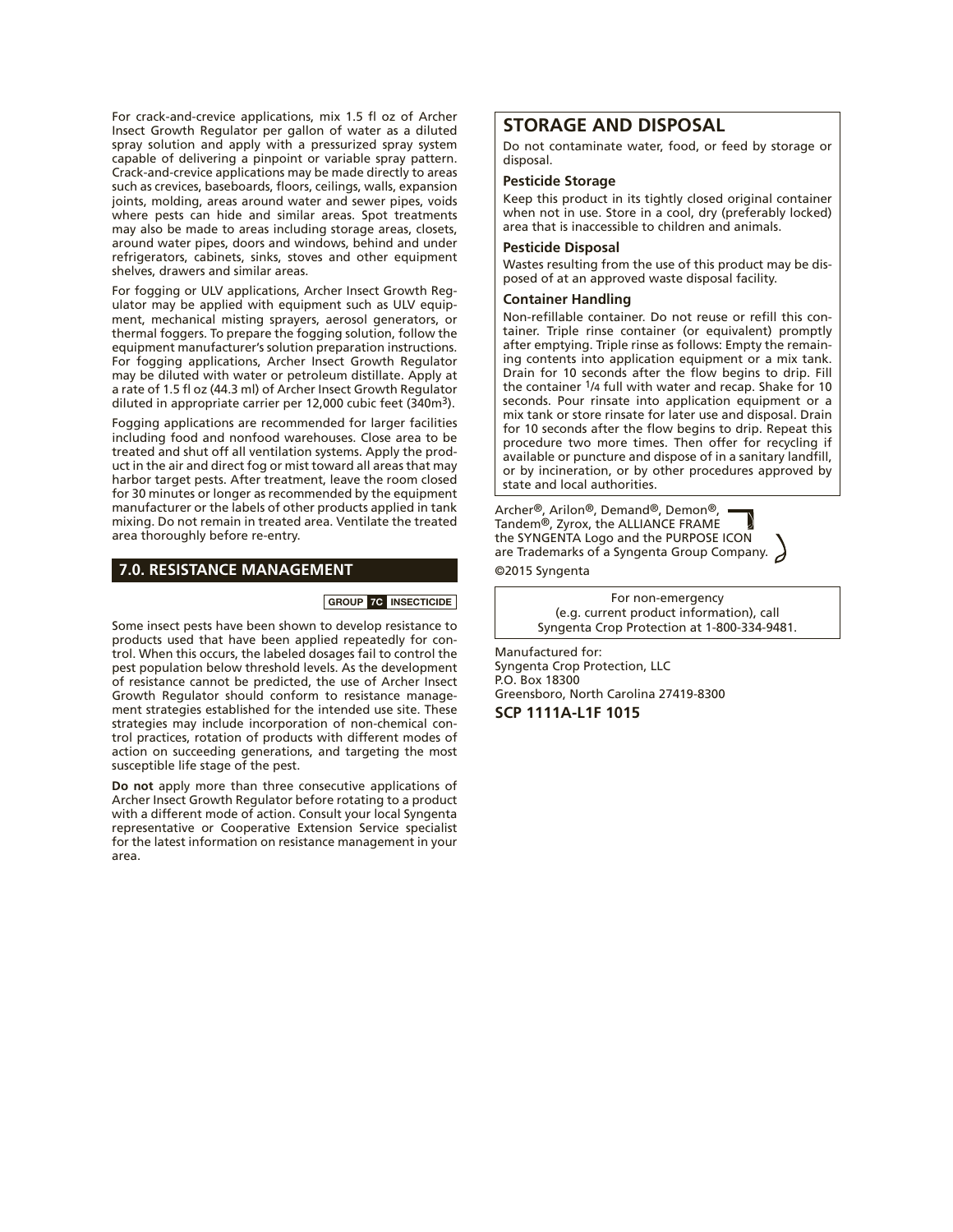For crack-and-crevice applications, mix 1.5 fl oz of Archer Insect Growth Regulator per gallon of water as a diluted spray solution and apply with a pressurized spray system capable of delivering a pinpoint or variable spray pattern. Crack-and-crevice applications may be made directly to areas such as crevices, baseboards, floors, ceilings, walls, expansion joints, molding, areas around water and sewer pipes, voids where pests can hide and similar areas. Spot treatments may also be made to areas including storage areas, closets, around water pipes, doors and windows, behind and under refrigerators, cabinets, sinks, stoves and other equipment shelves, drawers and similar areas.

For fogging or ULV applications, Archer Insect Growth Regulator may be applied with equipment such as ULV equipment, mechanical misting sprayers, aerosol generators, or thermal foggers. To prepare the fogging solution, follow the equipment manufacturer's solution preparation instructions. For fogging applications, Archer Insect Growth Regulator may be diluted with water or petroleum distillate. Apply at a rate of 1.5 fl oz (44.3 ml) of Archer Insect Growth Regulator diluted in appropriate carrier per 12,000 cubic feet (340m$^3$).

Fogging applications are recommended for larger facilities including food and nonfood warehouses. Close area to be treated and shut off all ventilation systems. Apply the product in the air and direct fog or mist toward all areas that may harbor target pests. After treatment, leave the room closed for 30 minutes or longer as recommended by the equipment manufacturer or the labels of other products applied in tank mixing. Do not remain in treated area. Ventilate the treated area thoroughly before re-entry.

## 7.0. RESISTANCE MANAGEMENT

**GROUP 7C INSECTICIDE**

Some insect pests have been shown to develop resistance to products used that have been applied repeatedly for control. When this occurs, the labeled dosages fail to control the pest population below threshold levels. As the development of resistance cannot be predicted, the use of Archer Insect Growth Regulator should conform to resistance management strategies established for the intended use site. These strategies may include incorporation of non-chemical control practices, rotation of products with different modes of action on succeeding generations, and targeting the most susceptible life stage of the pest.

**Do not** apply more than three consecutive applications of Archer Insect Growth Regulator before rotating to a product with a different mode of action. Consult your local Syngenta representative or Cooperative Extension Service specialist for the latest information on resistance management in your area.

## STORAGE AND DISPOSAL

Do not contaminate water, food, or feed by storage or disposal.

### Pesticide Storage

Keep this product in its tightly closed original container when not in use. Store in a cool, dry (preferably locked) area that is inaccessible to children and animals.

### Pesticide Disposal

Wastes resulting from the use of this product may be disposed of at an approved waste disposal facility.

### Container Handling

Non-refillable container. Do not reuse or refill this container. Triple rinse container (or equivalent) promptly after emptying. Triple rinse as follows: Empty the remaining contents into application equipment or a mix tank. Drain for 10 seconds after the flow begins to drip. Fill the container 1/4 full with water and recap. Shake for 10 seconds. Pour rinsate into application equipment or a mix tank or store rinsate for later use and disposal. Drain for 10 seconds after the flow begins to drip. Repeat this procedure two more times. Then offer for recycling if available or puncture and dispose of in a sanitary landfill, or by incineration, or by other procedures approved by state and local authorities.

Archer®, Arilon®, Demand®, Demon®, Tandem®, Zyrox, the ALLIANCE FRAME the SYNGENTA Logo and the PURPOSE ICON are Trademarks of a Syngenta Group Company.

©2015 Syngenta

For non-emergency (e.g. current product information), call Syngenta Crop Protection at 1-800-334-9481.

Manufactured for:
Syngenta Crop Protection, LLC
P.O. Box 18300
Greensboro, North Carolina 27419-8300

**SCP 1111A-L1F 1015**